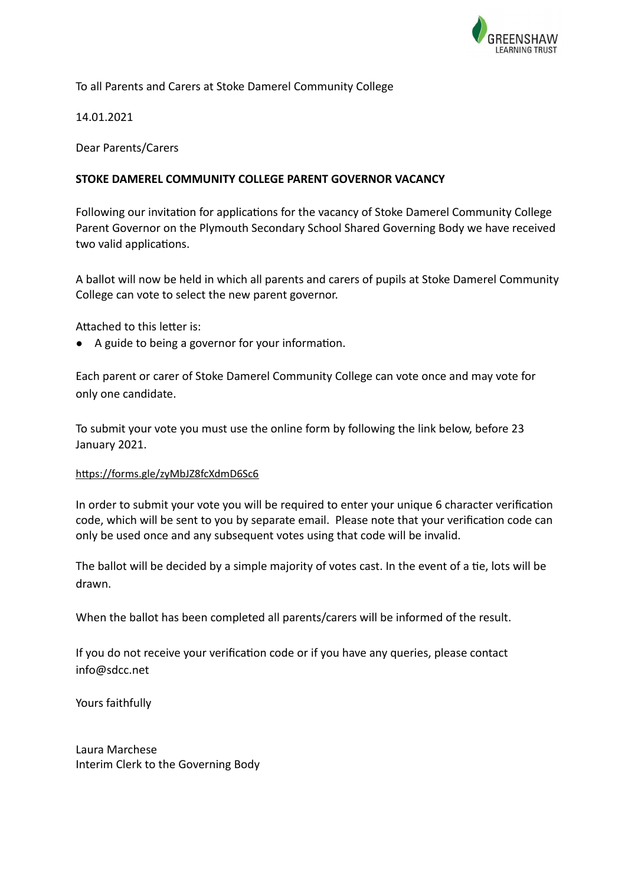To all Parents and Carers at Stoke Damerel Community College

14.01.2021

Dear Parents/Carers

**STOKE DAMEREL COMMUNITY COLLEGE PARENT GOVERNOR VACANCY**

Following our invitation for applications for the vacancy of Stoke Damerel Community College Parent Governor on the Plymouth Secondary School Shared Governing Body we have received two valid applications.

A ballot will now be held in which all parents and carers of pupils at Stoke Damerel Community College can vote to select the new parent governor.

Attached to this letter is:

- A guide to being a governor for your information.

Each parent or carer of Stoke Damerel Community College can vote once and may vote for only one candidate.

To submit your vote you must use the online form by following the link below, before 23 January 2021.

https://forms.gle/zyMbJZ8fcXdmD6Sc6

In order to submit your vote you will be required to enter your unique 6 character verification code, which will be sent to you by separate email. Please note that your verification code can only be used once and any subsequent votes using that code will be invalid.

The ballot will be decided by a simple majority of votes cast. In the event of a tie, lots will be drawn.

When the ballot has been completed all parents/carers will be informed of the result.

If you do not receive your verification code or if you have any queries, please contact info@sdcc.net

Yours faithfully

Laura Marchese
Interim Clerk to the Governing Body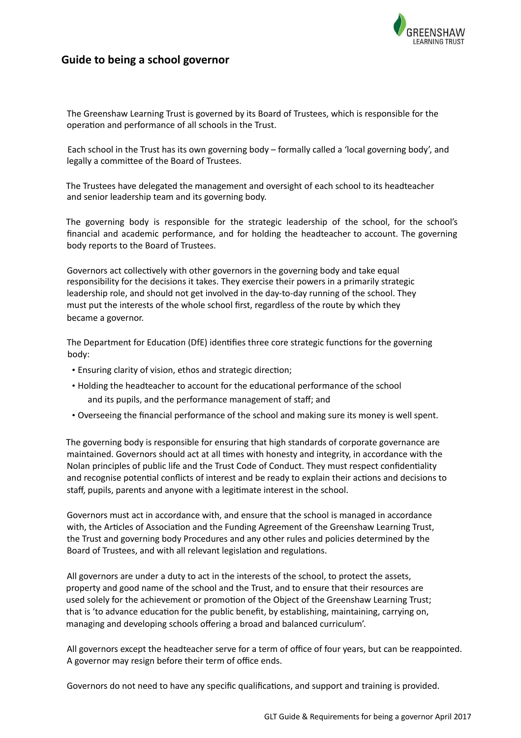## Guide to being a school governor

The Greenshaw Learning Trust is governed by its Board of Trustees, which is responsible for the operation and performance of all schools in the Trust.

Each school in the Trust has its own governing body – formally called a 'local governing body', and legally a committee of the Board of Trustees.

The Trustees have delegated the management and oversight of each school to its headteacher and senior leadership team and its governing body.

The governing body is responsible for the strategic leadership of the school, for the school's financial and academic performance, and for holding the headteacher to account. The governing body reports to the Board of Trustees.

Governors act collectively with other governors in the governing body and take equal responsibility for the decisions it takes. They exercise their powers in a primarily strategic leadership role, and should not get involved in the day-to-day running of the school. They must put the interests of the whole school first, regardless of the route by which they became a governor.

The Department for Education (DfE) identifies three core strategic functions for the governing body:

- Ensuring clarity of vision, ethos and strategic direction;
- Holding the headteacher to account for the educational performance of the school and its pupils, and the performance management of staff; and
- Overseeing the financial performance of the school and making sure its money is well spent.

The governing body is responsible for ensuring that high standards of corporate governance are maintained. Governors should act at all times with honesty and integrity, in accordance with the Nolan principles of public life and the Trust Code of Conduct. They must respect confidentiality and recognise potential conflicts of interest and be ready to explain their actions and decisions to staff, pupils, parents and anyone with a legitimate interest in the school.

Governors must act in accordance with, and ensure that the school is managed in accordance with, the Articles of Association and the Funding Agreement of the Greenshaw Learning Trust, the Trust and governing body Procedures and any other rules and policies determined by the Board of Trustees, and with all relevant legislation and regulations.

All governors are under a duty to act in the interests of the school, to protect the assets, property and good name of the school and the Trust, and to ensure that their resources are used solely for the achievement or promotion of the Object of the Greenshaw Learning Trust; that is 'to advance education for the public benefit, by establishing, maintaining, carrying on, managing and developing schools offering a broad and balanced curriculum'.

All governors except the headteacher serve for a term of office of four years, but can be reappointed. A governor may resign before their term of office ends.

Governors do not need to have any specific qualifications, and support and training is provided.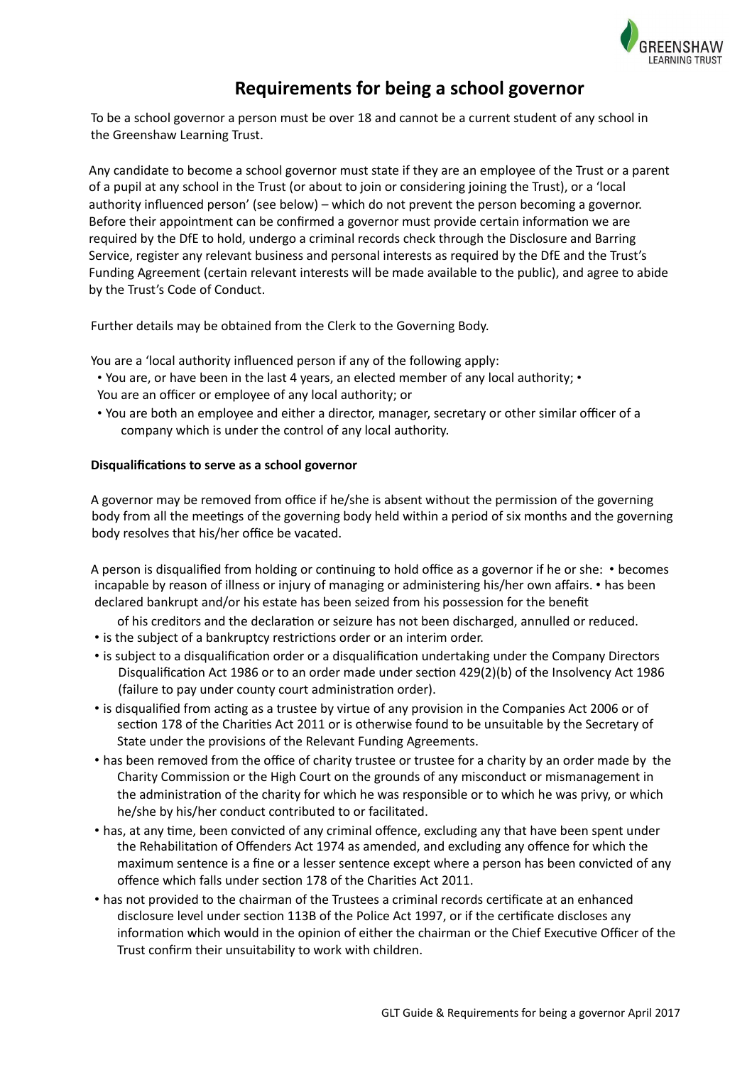# Requirements for being a school governor

To be a school governor a person must be over 18 and cannot be a current student of any school in the Greenshaw Learning Trust.

Any candidate to become a school governor must state if they are an employee of the Trust or a parent of a pupil at any school in the Trust (or about to join or considering joining the Trust), or a 'local authority influenced person' (see below) – which do not prevent the person becoming a governor. Before their appointment can be confirmed a governor must provide certain information we are required by the DfE to hold, undergo a criminal records check through the Disclosure and Barring Service, register any relevant business and personal interests as required by the DfE and the Trust's Funding Agreement (certain relevant interests will be made available to the public), and agree to abide by the Trust's Code of Conduct.

Further details may be obtained from the Clerk to the Governing Body.

You are a 'local authority influenced person if any of the following apply:

- You are, or have been in the last 4 years, an elected member of any local authority;
- You are an officer or employee of any local authority; or
- You are both an employee and either a director, manager, secretary or other similar officer of a company which is under the control of any local authority.

**Disqualifications to serve as a school governor**

A governor may be removed from office if he/she is absent without the permission of the governing body from all the meetings of the governing body held within a period of six months and the governing body resolves that his/her office be vacated.

A person is disqualified from holding or continuing to hold office as a governor if he or she:

- becomes incapable by reason of illness or injury of managing or administering his/her own affairs.
- has been declared bankrupt and/or his estate has been seized from his possession for the benefit of his creditors and the declaration or seizure has not been discharged, annulled or reduced.
- is the subject of a bankruptcy restrictions order or an interim order.
- is subject to a disqualification order or a disqualification undertaking under the Company Directors Disqualification Act 1986 or to an order made under section 429(2)(b) of the Insolvency Act 1986 (failure to pay under county court administration order).
- is disqualified from acting as a trustee by virtue of any provision in the Companies Act 2006 or of section 178 of the Charities Act 2011 or is otherwise found to be unsuitable by the Secretary of State under the provisions of the Relevant Funding Agreements.
- has been removed from the office of charity trustee or trustee for a charity by an order made by the Charity Commission or the High Court on the grounds of any misconduct or mismanagement in the administration of the charity for which he was responsible or to which he was privy, or which he/she by his/her conduct contributed to or facilitated.
- has, at any time, been convicted of any criminal offence, excluding any that have been spent under the Rehabilitation of Offenders Act 1974 as amended, and excluding any offence for which the maximum sentence is a fine or a lesser sentence except where a person has been convicted of any offence which falls under section 178 of the Charities Act 2011.
- has not provided to the chairman of the Trustees a criminal records certificate at an enhanced disclosure level under section 113B of the Police Act 1997, or if the certificate discloses any information which would in the opinion of either the chairman or the Chief Executive Officer of the Trust confirm their unsuitability to work with children.